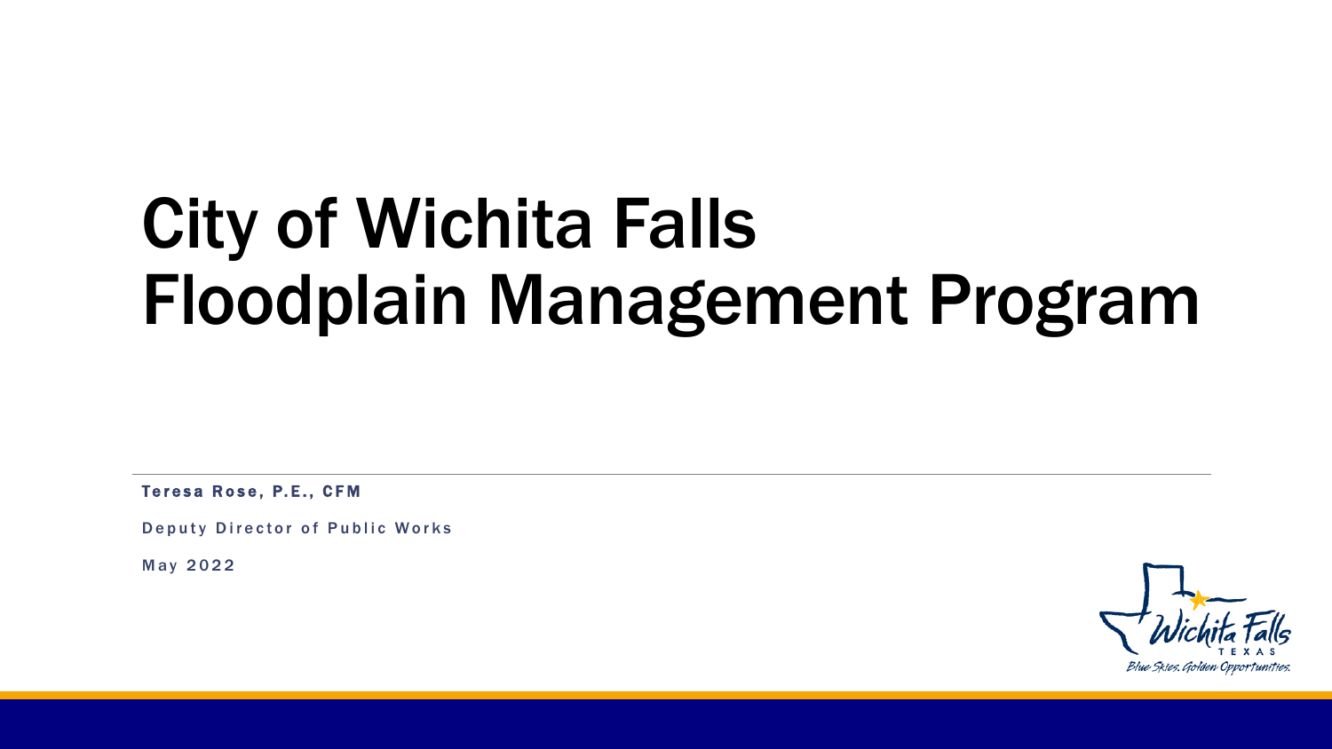# City of Wichita Falls Floodplain Management Program

**Teresa Rose, P.E., CFM**

Deputy Director of Public Works

May 2022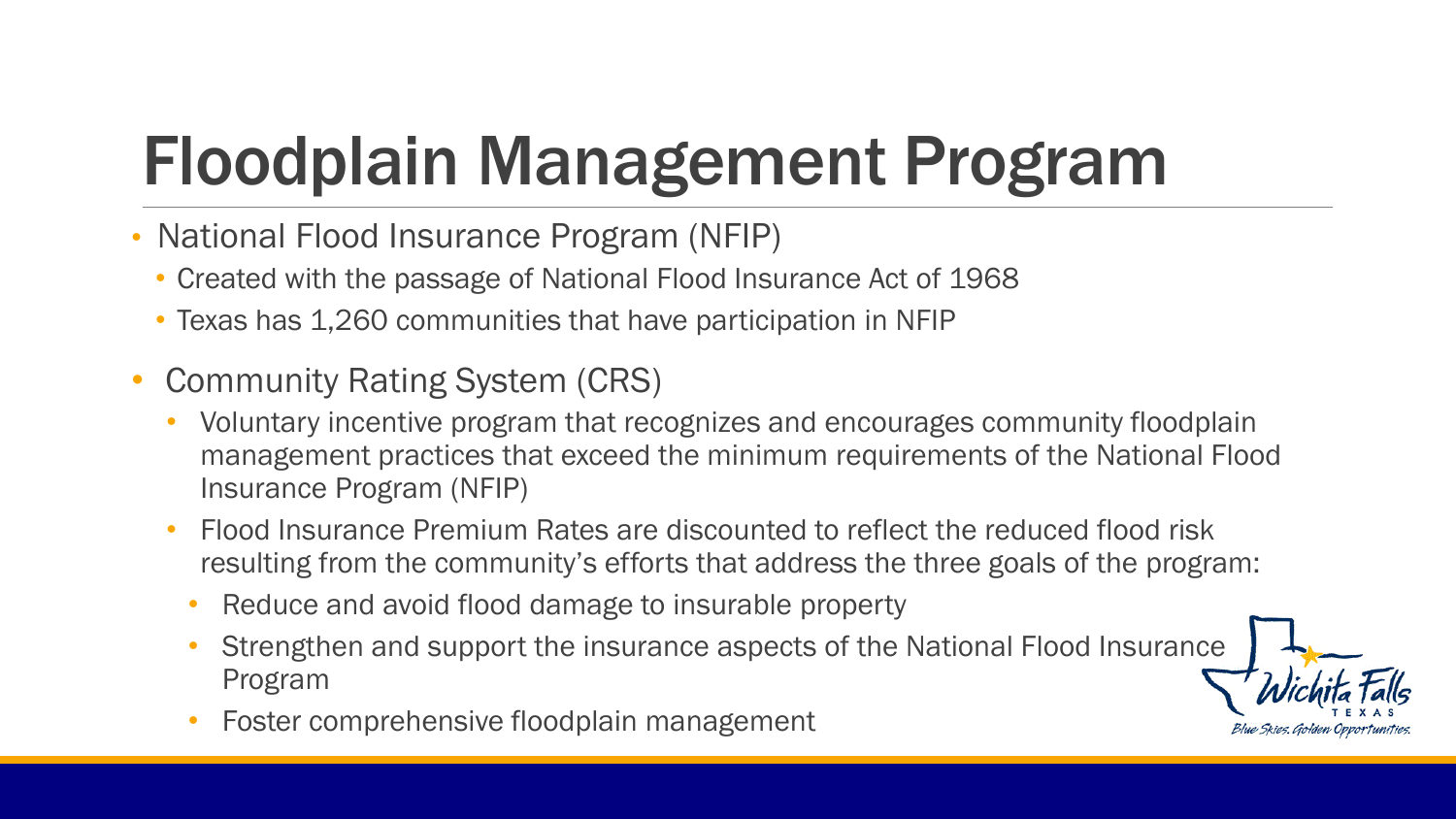# Floodplain Management Program

- National Flood Insurance Program (NFIP)
  - Created with the passage of National Flood Insurance Act of 1968
  - Texas has 1,260 communities that have participation in NFIP
- Community Rating System (CRS)
  - Voluntary incentive program that recognizes and encourages community floodplain management practices that exceed the minimum requirements of the National Flood Insurance Program (NFIP)
  - Flood Insurance Premium Rates are discounted to reflect the reduced flood risk resulting from the community's efforts that address the three goals of the program:
    - Reduce and avoid flood damage to insurable property
    - Strengthen and support the insurance aspects of the National Flood Insurance Program
    - Foster comprehensive floodplain management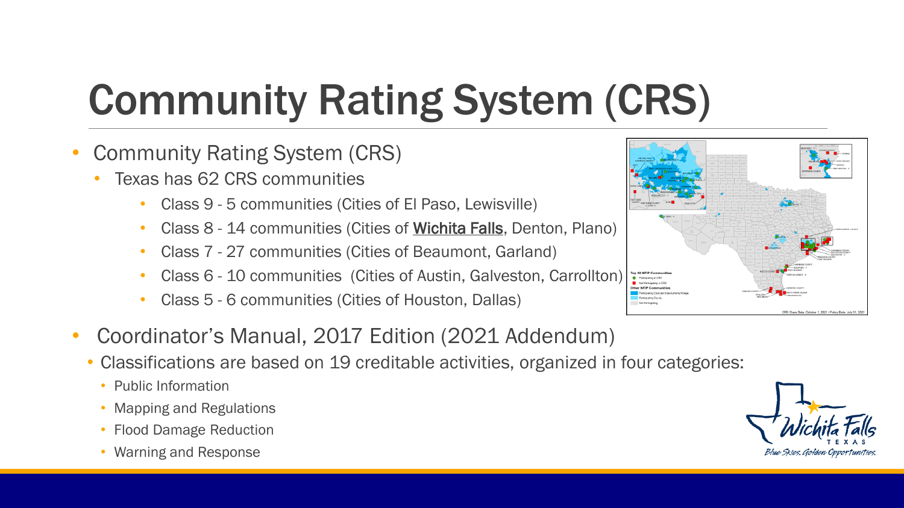# Community Rating System (CRS)

- Community Rating System (CRS)
  - Texas has 62 CRS communities
    - Class 9 - 5 communities (Cities of El Paso, Lewisville)
    - Class 8 - 14 communities (Cities of Wichita Falls, Denton, Plano)
    - Class 7 - 27 communities (Cities of Beaumont, Garland)
    - Class 6 - 10 communities (Cities of Austin, Galveston, Carrollton)
    - Class 5 - 6 communities (Cities of Houston, Dallas)
- Coordinator's Manual, 2017 Edition (2021 Addendum)
  - Classifications are based on 19 creditable activities, organized in four categories:
    - Public Information
    - Mapping and Regulations
    - Flood Damage Reduction
    - Warning and Response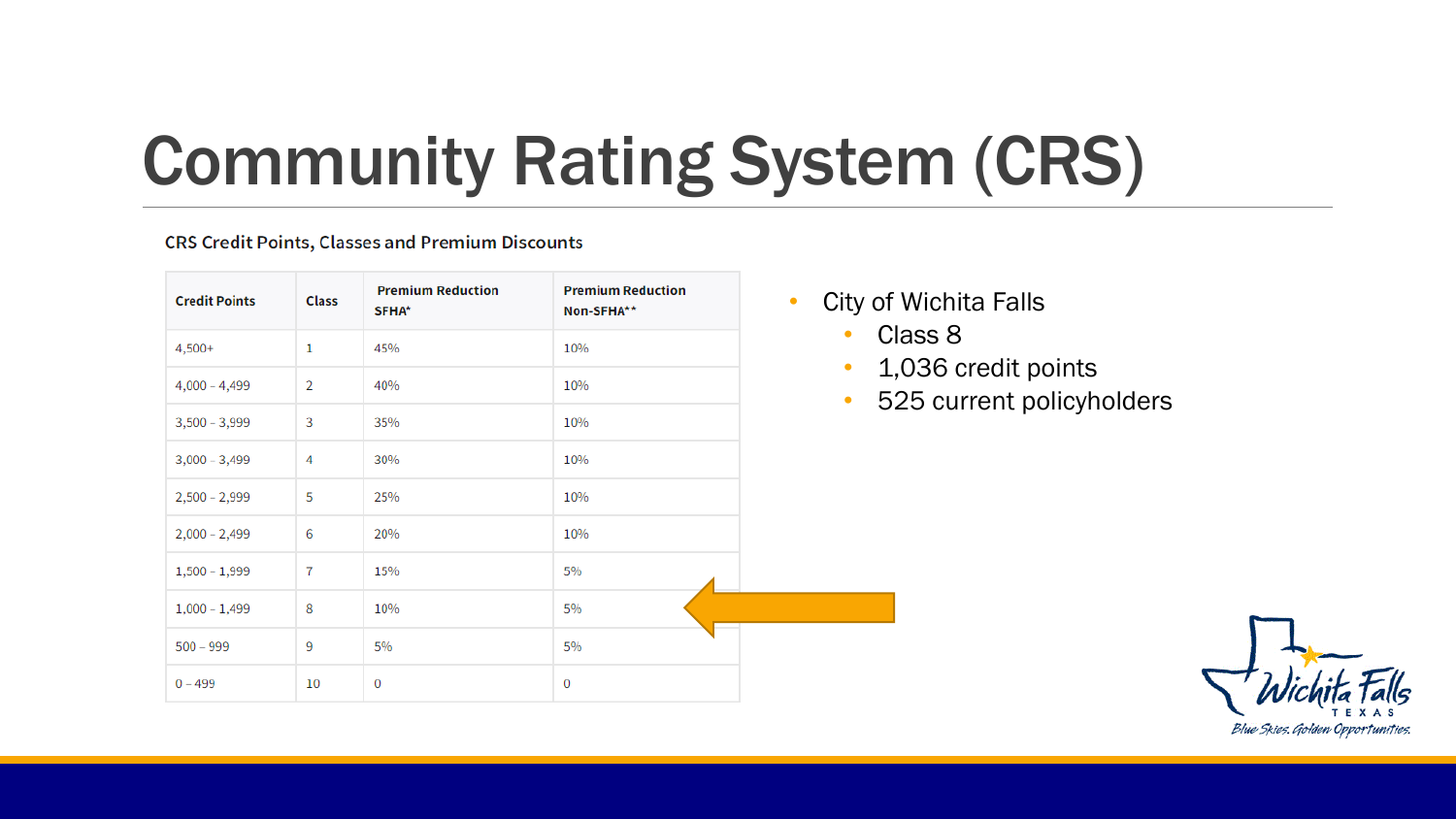# Community Rating System (CRS)

**CRS Credit Points, Classes and Premium Discounts**

| Credit Points | Class | Premium Reduction SFHA* | Premium Reduction Non-SFHA** |
|---|---|---|---|
| 4,500+ | 1 | 45% | 10% |
| 4,000 – 4,499 | 2 | 40% | 10% |
| 3,500 – 3,999 | 3 | 35% | 10% |
| 3,000 – 3,499 | 4 | 30% | 10% |
| 2,500 – 2,999 | 5 | 25% | 10% |
| 2,000 – 2,499 | 6 | 20% | 10% |
| 1,500 – 1,999 | 7 | 15% | 5% |
| 1,000 – 1,499 | 8 | 10% | 5% |
| 500 – 999 | 9 | 5% | 5% |
| 0 – 499 | 10 | 0 | 0 |

- City of Wichita Falls
  - Class 8
  - 1,036 credit points
  - 525 current policyholders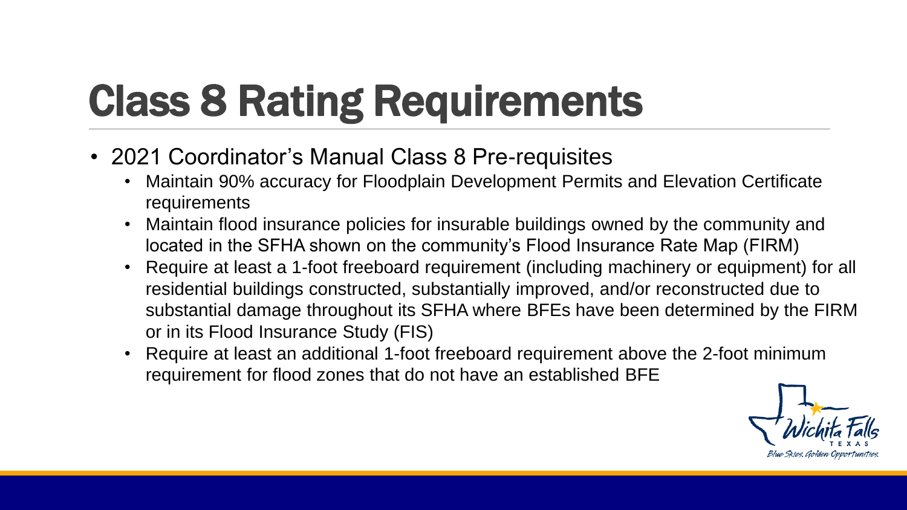# Class 8 Rating Requirements

- 2021 Coordinator's Manual Class 8 Pre-requisites
  - Maintain 90% accuracy for Floodplain Development Permits and Elevation Certificate requirements
  - Maintain flood insurance policies for insurable buildings owned by the community and located in the SFHA shown on the community's Flood Insurance Rate Map (FIRM)
  - Require at least a 1-foot freeboard requirement (including machinery or equipment) for all residential buildings constructed, substantially improved, and/or reconstructed due to substantial damage throughout its SFHA where BFEs have been determined by the FIRM or in its Flood Insurance Study (FIS)
  - Require at least an additional 1-foot freeboard requirement above the 2-foot minimum requirement for flood zones that do not have an established BFE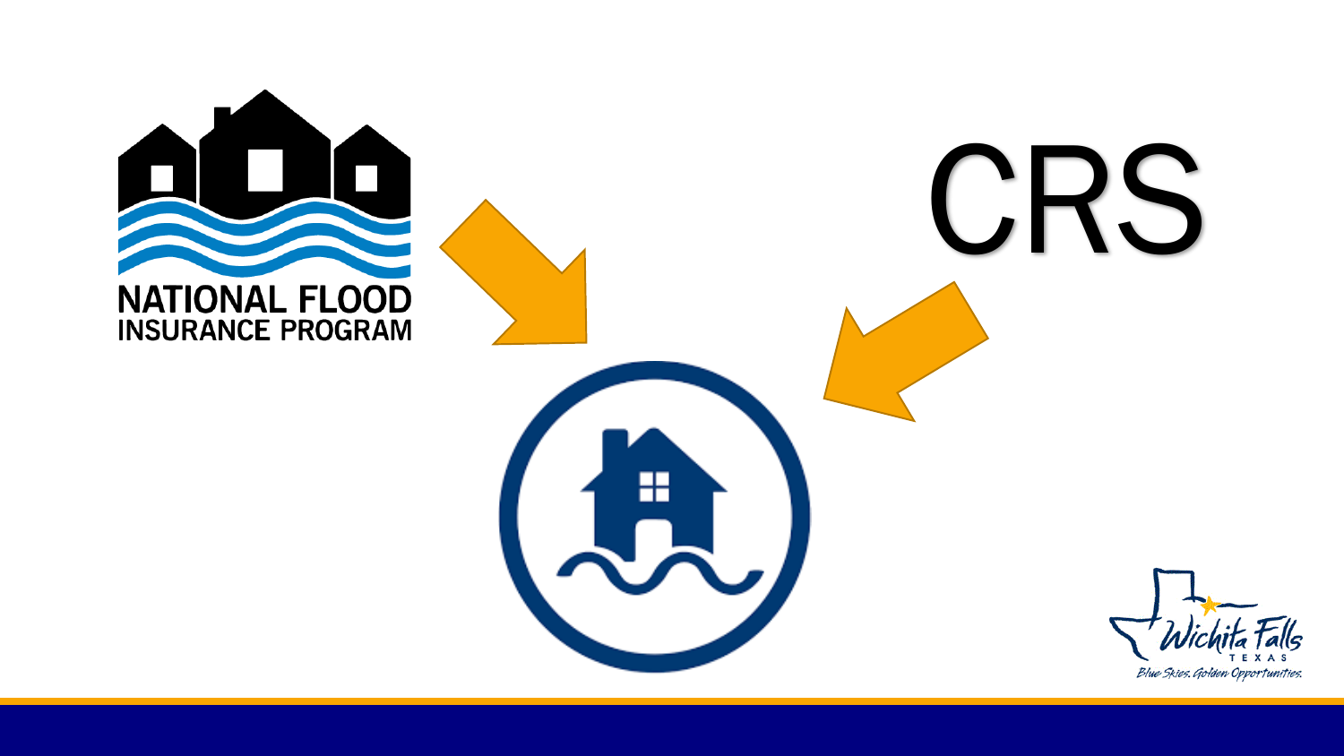NATIONAL FLOOD INSURANCE PROGRAM

CRS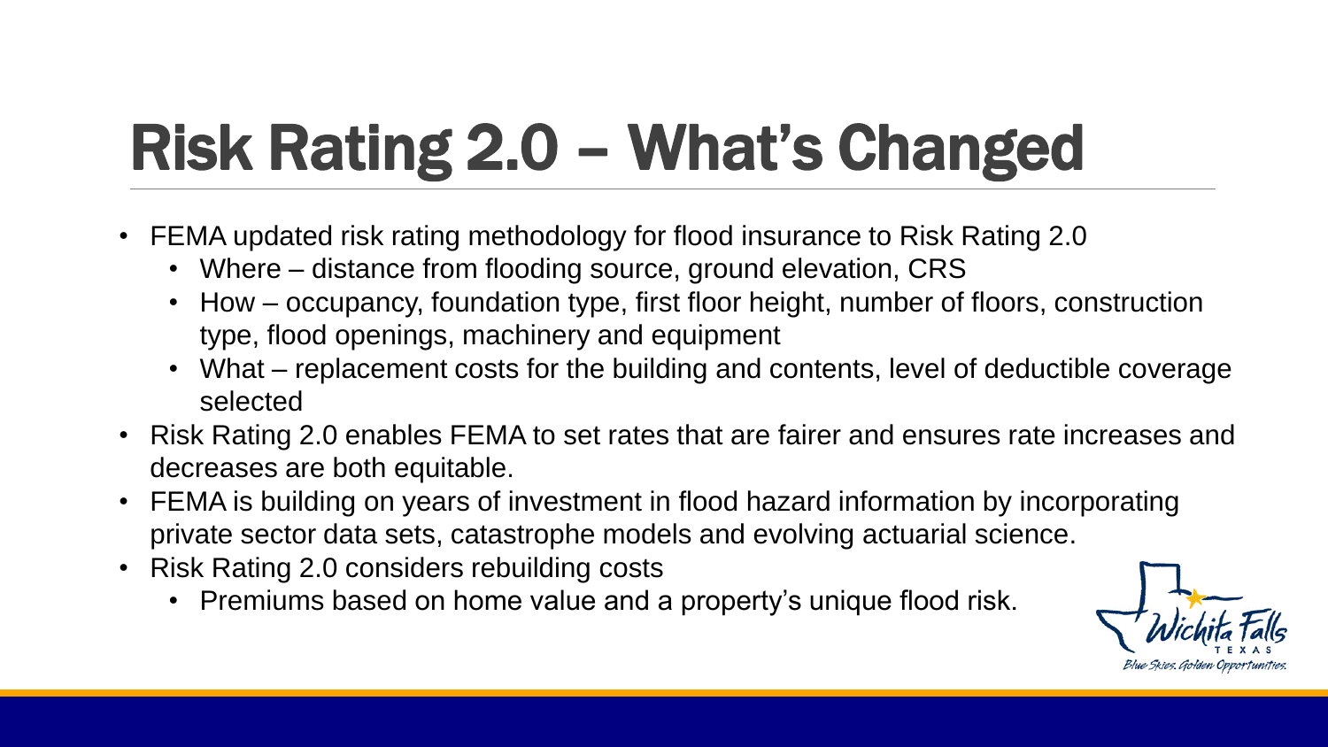# Risk Rating 2.0 – What's Changed

- FEMA updated risk rating methodology for flood insurance to Risk Rating 2.0
  - Where – distance from flooding source, ground elevation, CRS
  - How – occupancy, foundation type, first floor height, number of floors, construction type, flood openings, machinery and equipment
  - What – replacement costs for the building and contents, level of deductible coverage selected
- Risk Rating 2.0 enables FEMA to set rates that are fairer and ensures rate increases and decreases are both equitable.
- FEMA is building on years of investment in flood hazard information by incorporating private sector data sets, catastrophe models and evolving actuarial science.
- Risk Rating 2.0 considers rebuilding costs
  - Premiums based on home value and a property's unique flood risk.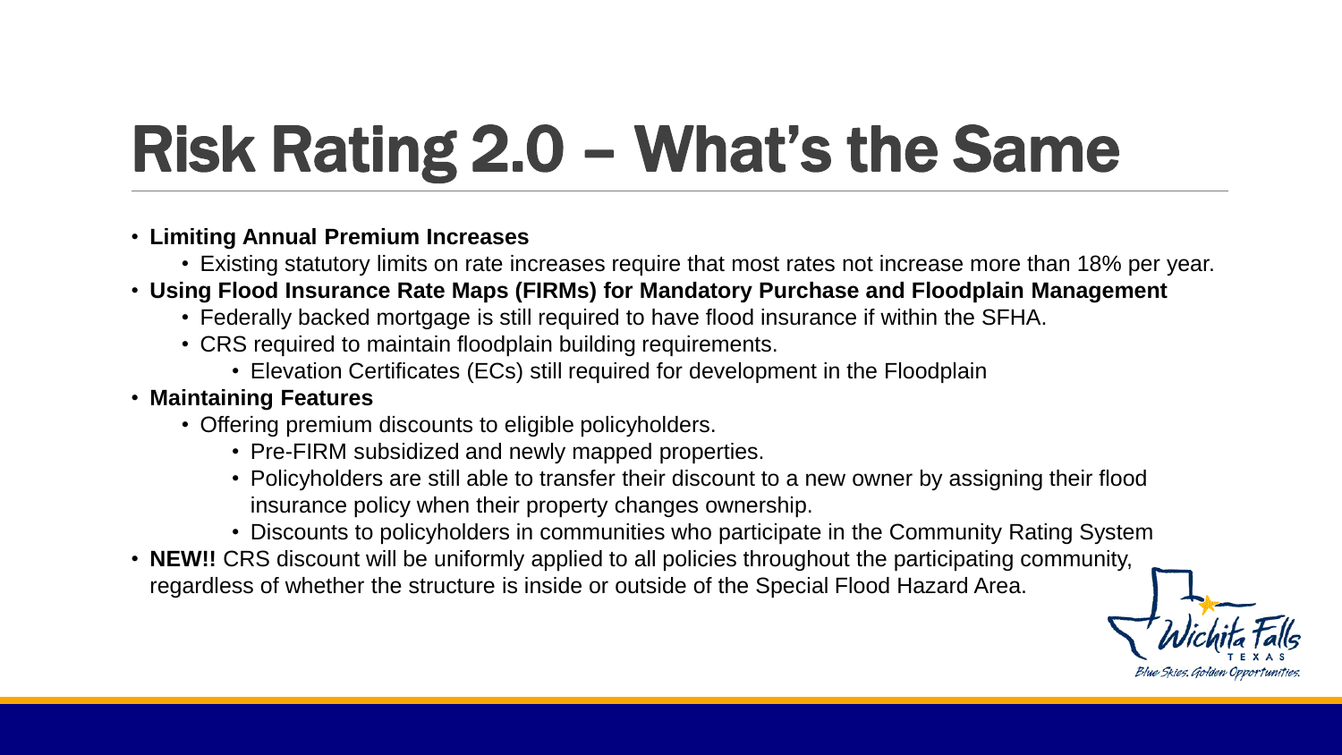# Risk Rating 2.0 – What's the Same

- **Limiting Annual Premium Increases**
  - Existing statutory limits on rate increases require that most rates not increase more than 18% per year.
- **Using Flood Insurance Rate Maps (FIRMs) for Mandatory Purchase and Floodplain Management**
  - Federally backed mortgage is still required to have flood insurance if within the SFHA.
  - CRS required to maintain floodplain building requirements.
    - Elevation Certificates (ECs) still required for development in the Floodplain
- **Maintaining Features**
  - Offering premium discounts to eligible policyholders.
    - Pre-FIRM subsidized and newly mapped properties.
    - Policyholders are still able to transfer their discount to a new owner by assigning their flood insurance policy when their property changes ownership.
    - Discounts to policyholders in communities who participate in the Community Rating System
- **NEW!!** CRS discount will be uniformly applied to all policies throughout the participating community, regardless of whether the structure is inside or outside of the Special Flood Hazard Area.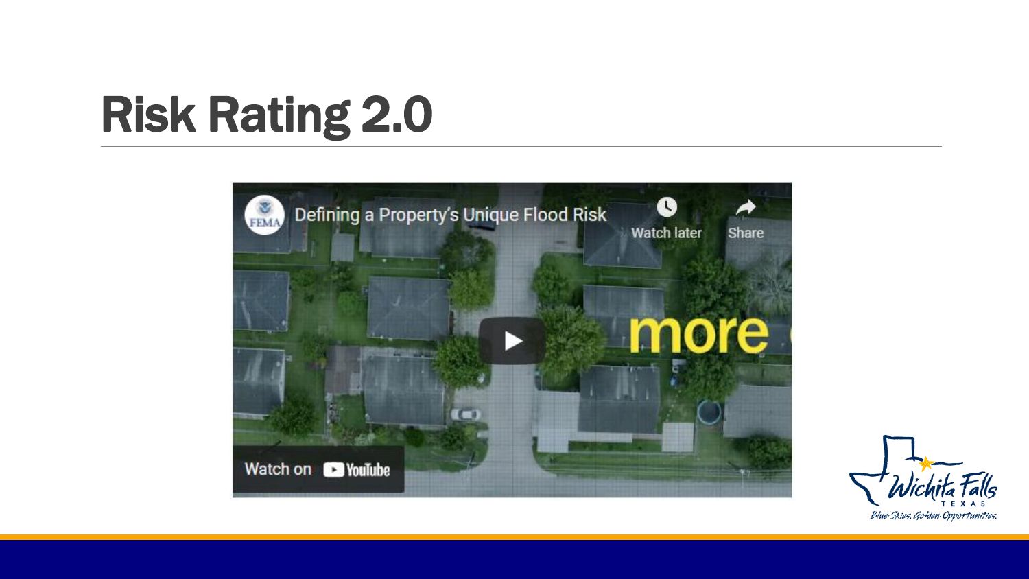# Risk Rating 2.0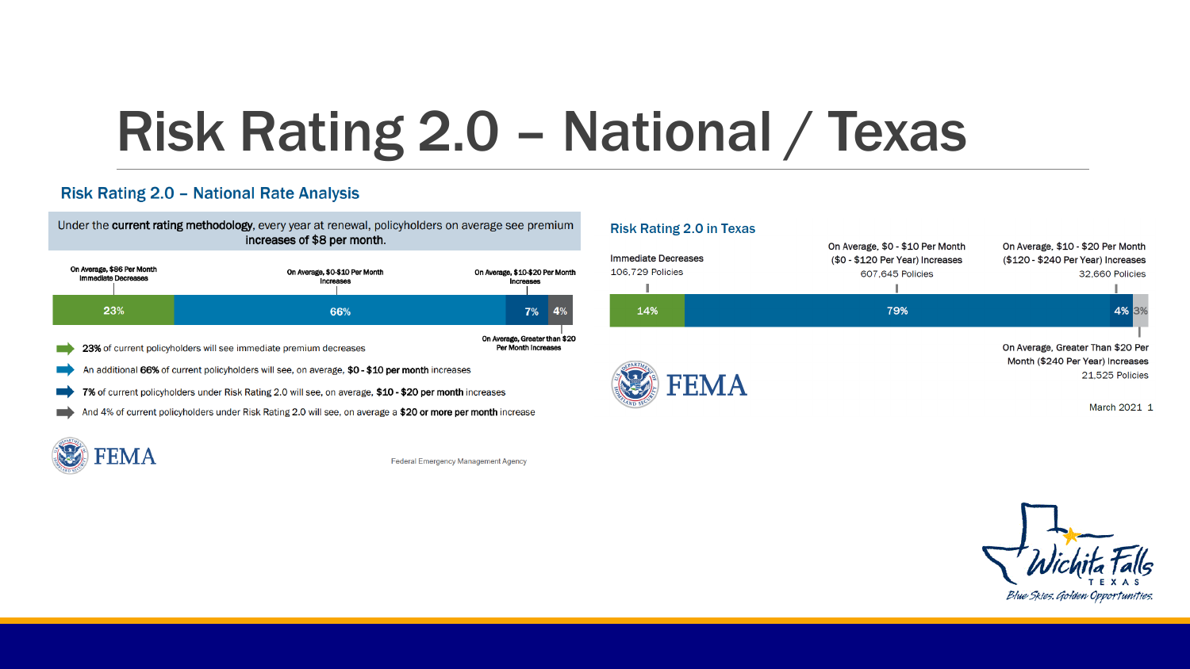# Risk Rating 2.0 – National / Texas

## Risk Rating 2.0 – National Rate Analysis

Under the **current rating methodology**, every year at renewal, policyholders on average see premium **increases of $8 per month**.

| On Average, $86 Per Month Immediate Decreases | On Average, $0-$10 Per Month Increases | On Average, $10-$20 Per Month Increases | On Average, Greater than $20 Per Month Increases |
|---|---|---|---|
| 23% | 66% | 7% | 4% |

- **23%** of current policyholders will see immediate premium decreases
- An additional **66%** of current policyholders will see, on average, **$0 - $10 per month** increases
- **7%** of current policyholders under Risk Rating 2.0 will see, on average, **$10 - $20 per month** increases
- And 4% of current policyholders under Risk Rating 2.0 will see, on average a **$20 or more per month** increase

FEMA

Federal Emergency Management Agency

## Risk Rating 2.0 in Texas

| Immediate Decreases | On Average, $0 - $10 Per Month ($0 - $120 Per Year) Increases | On Average, $10 - $20 Per Month ($120 - $240 Per Year) Increases | On Average, Greater Than $20 Per Month ($240 Per Year) Increases |
|---|---|---|---|
| 106,729 Policies | 607,645 Policies | 32,660 Policies | 21,525 Policies |
| 14% | 79% | 4% | 3% |

FEMA

March 2021

Wichita Falls TEXAS

*Blue Skies. Golden Opportunities.*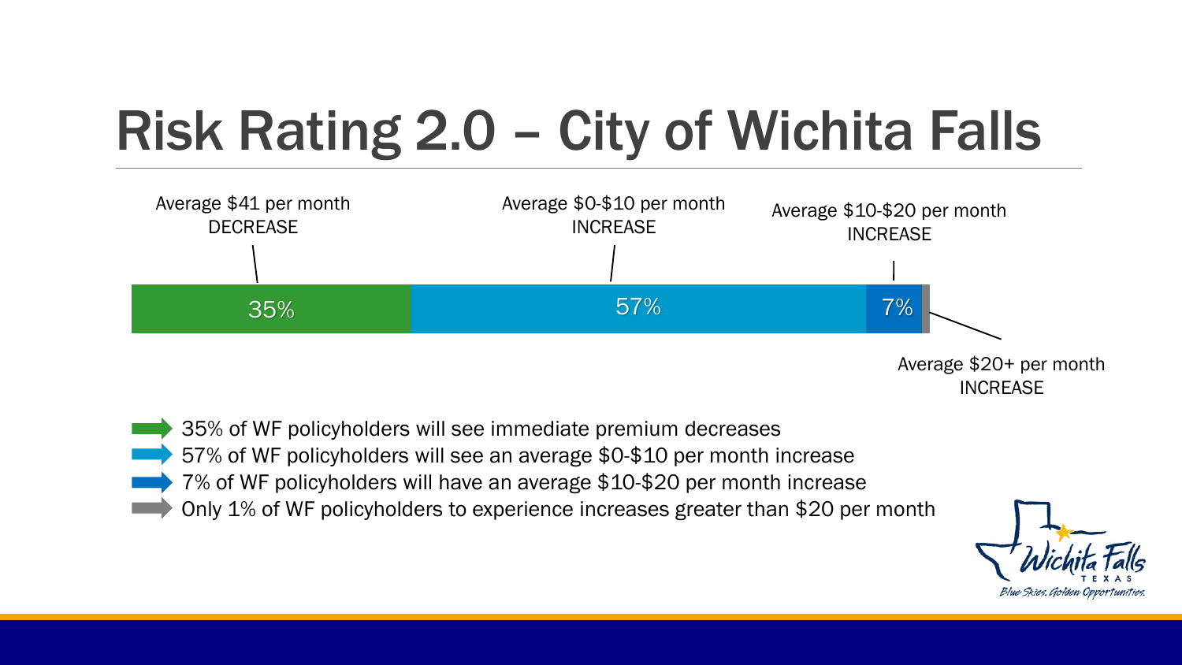# Risk Rating 2.0 – City of Wichita Falls

Average $41 per month DECREASE

Average $0-$10 per month INCREASE

Average $10-$20 per month INCREASE

35% | 57% | 7%

Average $20+ per month INCREASE

- 35% of WF policyholders will see immediate premium decreases
- 57% of WF policyholders will see an average $0-$10 per month increase
- 7% of WF policyholders will have an average $10-$20 per month increase
- Only 1% of WF policyholders to experience increases greater than $20 per month

Wichita Falls TEXAS

*Blue Skies. Golden Opportunities.*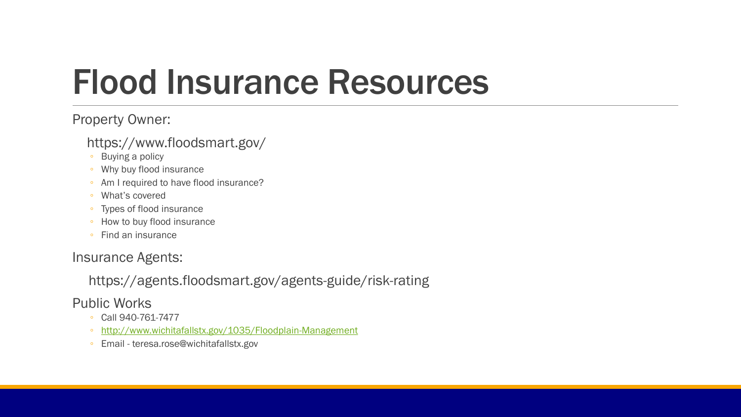# Flood Insurance Resources

Property Owner:

https://www.floodsmart.gov/

- Buying a policy
- Why buy flood insurance
- Am I required to have flood insurance?
- What's covered
- Types of flood insurance
- How to buy flood insurance
- Find an insurance

Insurance Agents:

https://agents.floodsmart.gov/agents-guide/risk-rating

Public Works

- Call 940-761-7477
- http://www.wichitafallstx.gov/1035/Floodplain-Management
- Email - teresa.rose@wichitafallstx.gov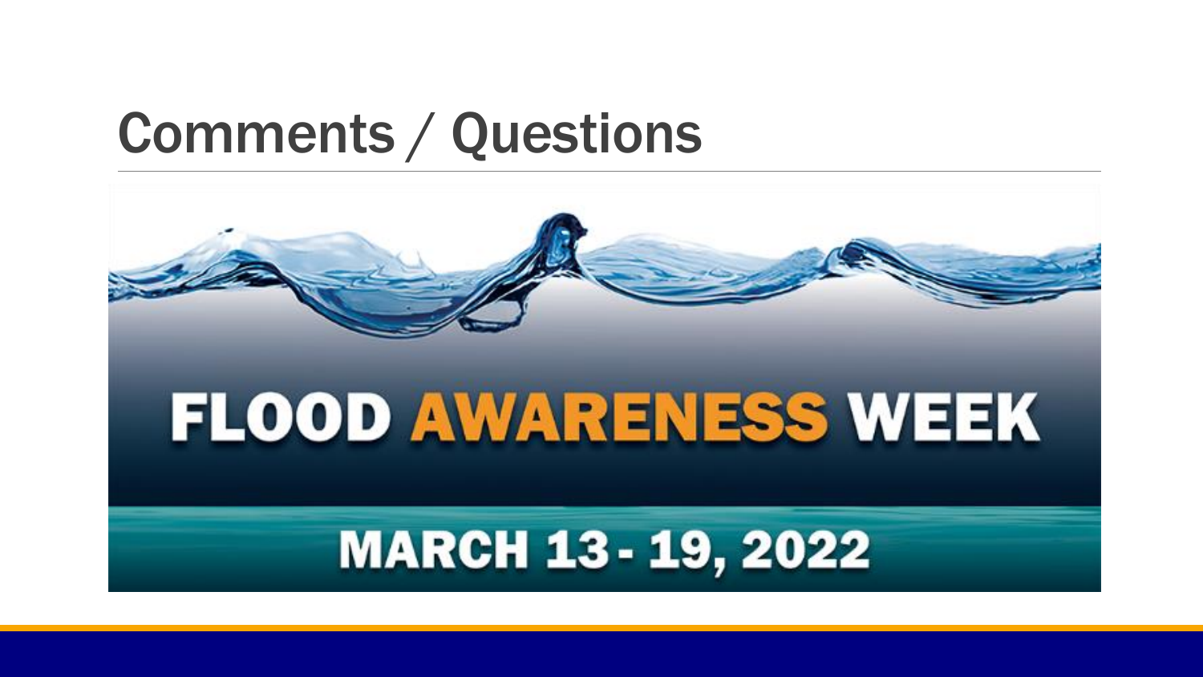# Comments / Questions

FLOOD AWARENESS WEEK

MARCH 13 - 19, 2022